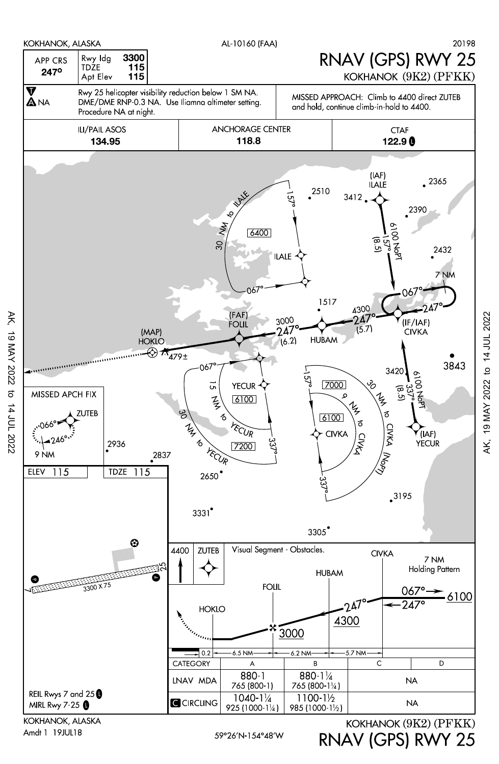KOKHANOK, ALASKA — AL-10160 (FAA) — 20198

# RNAV (GPS) RWY 25

KOKHANOK (9K2) (PFKK)

| APP CRS | Rwy ldg | 3300 |
|---|---|---|
| 247° | TDZE | 115 |
| | Apt Elev | 115 |

T / A NA

Rwy 25 helicopter visibility reduction below 1 SM NA. DME/DME RNP-0.3 NA. Use Iliamna altimeter setting. Procedure NA at night.

MISSED APPROACH: Climb to 4400 direct ZUTEB and hold, continue climb-in-hold to 4400.

| ILI/PAIL ASOS | ANCHORAGE CENTER | CTAF |
|---|---|---|
| 134.95 | 118.8 | 122.9 L |

(IAF) ILALE; 6100 NoPT 157° (8.5); 30 NM to ILALE; 6400; 157°; 067°; 7 NM; 067°; 247°; (IF/IAF) CIVKA; 4300 247° (5.7); HUBAM; 3000 247° (6.2); (FAF) FOLIL; (MAP) HOKLO; 479±; 15 NM to YECUR; 6100; 30 NM to YECUR; 7200; 337°; 157°; 7000; 9 NM to CIVKA; 6100; 30 NM to CIVKA (NoPT); 337°; 3420; 6100 NoPT 337° (8.5); (IAF) YECUR; 3843; 2510; 3412; 2365; 2390; 2432; 1517; 2936; 2837; 2650; 3331; 3305; 3195

MISSED APCH FIX: ZUTEB 066° 246° 9 NM

ELEV 115 — TDZE 115

3300 X 75 — Rwy 7-25

4400 ZUTEB

Visual Segment - Obstacles.

CIVKA 7 NM Holding Pattern 067° 247° 6100; HUBAM 247° 4300; FOLIL 3000; HOKLO

0.2 — 6.5 NM — 6.2 NM — 5.7 NM

| CATEGORY | A | B | C | D |
|---|---|---|---|---|
| LNAV MDA | 880-1<br>765 (800-1) | 880-1¼<br>765 (800-1¼) | NA | |
| C CIRCLING | 1040-1¼<br>925 (1000-1¼) | 1100-1½<br>985 (1000-1½) | NA | |

REIL Rwys 7 and 25 L
MIRL Rwy 7-25 L

KOKHANOK, ALASKA
Amdt 1 19JUL18

59°26'N-154°48'W

KOKHANOK (9K2) (PFKK)
RNAV (GPS) RWY 25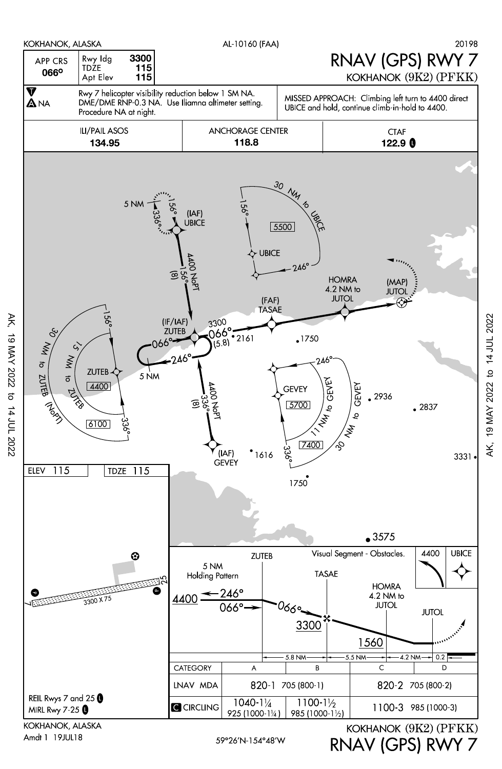KOKHANOK, ALASKA

AL-10160 (FAA)

20198

# RNAV (GPS) RWY 7

KOKHANOK (9K2) (PFKK)

| APP CRS | Rwy ldg | 3300 |
|---|---|---|
| 066° | TDZE | 115 |
| | Apt Elev | 115 |

T A NA

Rwy 7 helicopter visibility reduction below 1 SM NA. DME/DME RNP-0.3 NA. Use Iliamna altimeter setting. Procedure NA at night.

MISSED APPROACH: Climbing left turn to 4400 direct UBICE and hold, continue climb-in-hold to 4400.

| ILI/PAIL ASOS | ANCHORAGE CENTER | CTAF |
|---|---|---|
| 134.95 | 118.8 | 122.9 |

(IAF) UBICE

5 NM

156°

336°

4400 NoPT

156°

(8)

30 NM to UBICE

5500

UBICE

246°

(IF/IAF) ZUTEB

066°

246°

5 NM

3300

066°

(5.8)

2161

(FAF) TASAE

1750

HOMRA 4.2 NM to JUTOL

(MAP) JUTOL

30 NM to ZUTEB (NoPT)

15 NM to ZUTEB

156°

ZUTEB

4400

6100

336°

4400 NoPT

336°

(8)

(IAF) GEVEY

1616

246°

GEVEY

5700

7400

11 NM to GEVEY

30 NM to GEVEY

336°

2936

2837

3331

1750

3575

ELEV 115

TDZE 115

3300 X 75

7

25

REIL Rwys 7 and 25

MIRL Rwy 7-25

ZUTEB

5 NM Holding Pattern

4400

246°

066°

066°

TASAE

3300

Visual Segment - Obstacles.

HOMRA 4.2 NM to JUTOL

JUTOL

1560

4400

UBICE

5.8 NM

5.5 NM

4.2 NM

0.2

| CATEGORY | A | B | C | D |
|---|---|---|---|---|
| LNAV MDA | 820-1 705 (800-1) | | 820-2 705 (800-2) | |
| CIRCLING | 1040-1¼ 925 (1000-1¼) | 1100-1½ 985 (1000-1½) | 1100-3 985 (1000-3) | |

KOKHANOK, ALASKA

Amdt 1 19JUL18

59°26'N-154°48'W

KOKHANOK (9K2) (PFKK)

RNAV (GPS) RWY 7